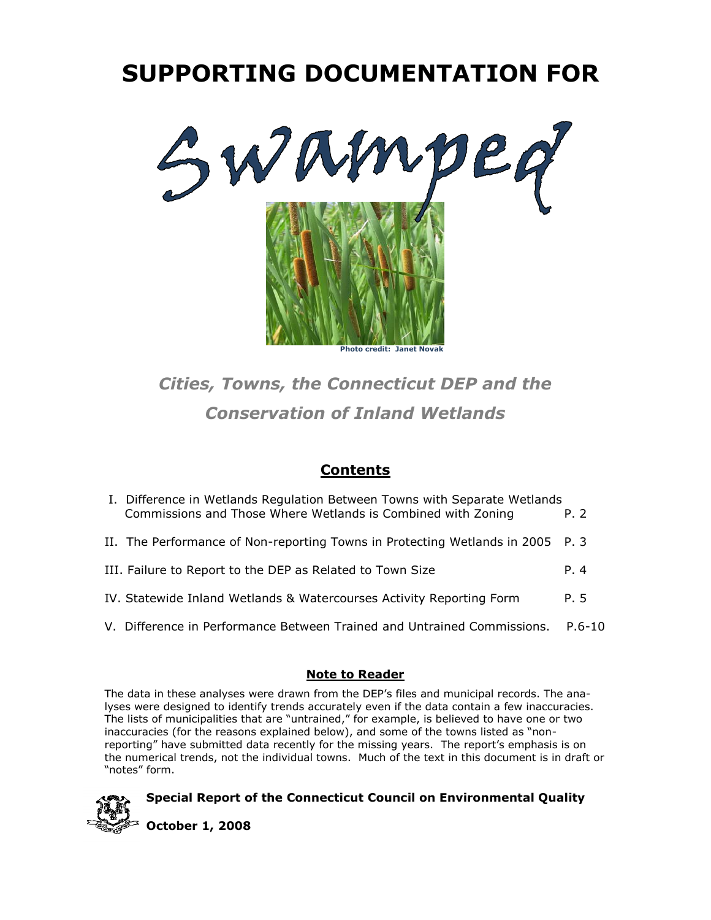# SUPPORTING DOCUMENTATION FOR

# Swamped

Photo credit: Janet Novak

## *Cities, Towns, the Connecticut DEP and the Conservation of Inland Wetlands*

## Contents

| | |
|---|---|
| I. Difference in Wetlands Regulation Between Towns with Separate Wetlands Commissions and Those Where Wetlands is Combined with Zoning | P. 2 |
| II. The Performance of Non-reporting Towns in Protecting Wetlands in 2005 | P. 3 |
| III. Failure to Report to the DEP as Related to Town Size | P. 4 |
| IV. Statewide Inland Wetlands & Watercourses Activity Reporting Form | P. 5 |
| V. Difference in Performance Between Trained and Untrained Commissions. | P.6-10 |

### Note to Reader

The data in these analyses were drawn from the DEP's files and municipal records. The analyses were designed to identify trends accurately even if the data contain a few inaccuracies. The lists of municipalities that are "untrained," for example, is believed to have one or two inaccuracies (for the reasons explained below), and some of the towns listed as "non-reporting" have submitted data recently for the missing years. The report's emphasis is on the numerical trends, not the individual towns. Much of the text in this document is in draft or "notes" form.

**Special Report of the Connecticut Council on Environmental Quality**

**October 1, 2008**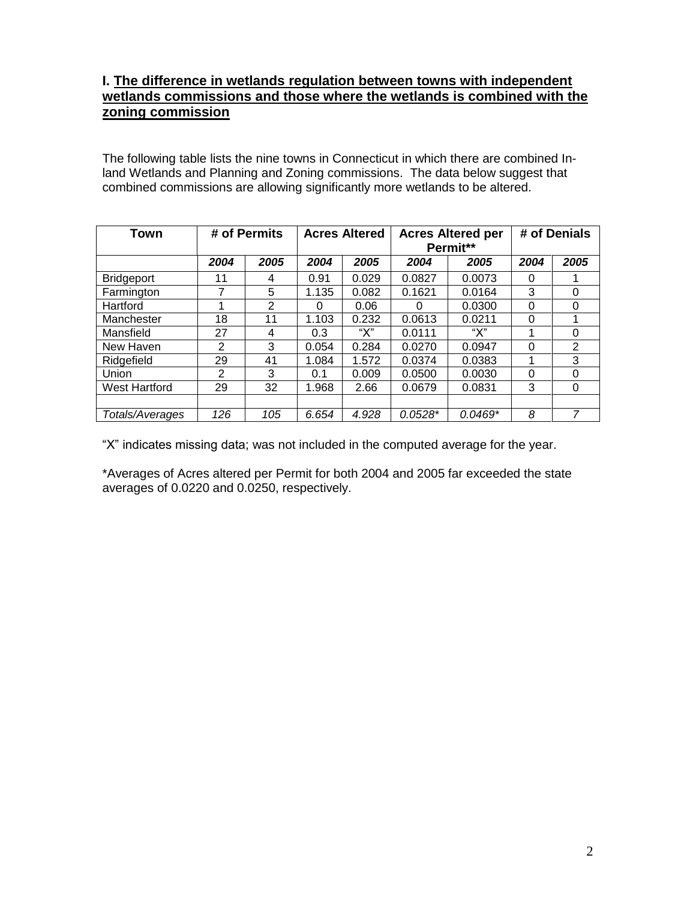## I. The difference in wetlands regulation between towns with independent wetlands commissions and those where the wetlands is combined with the zoning commission

The following table lists the nine towns in Connecticut in which there are combined In-land Wetlands and Planning and Zoning commissions. The data below suggest that combined commissions are allowing significantly more wetlands to be altered.

| Town | # of Permits | | Acres Altered | | Acres Altered per Permit** | | # of Denials | |
|---|---|---|---|---|---|---|---|---|
| | *2004* | *2005* | *2004* | *2005* | *2004* | *2005* | *2004* | *2005* |
| Bridgeport | 11 | 4 | 0.91 | 0.029 | 0.0827 | 0.0073 | 0 | 1 |
| Farmington | 7 | 5 | 1.135 | 0.082 | 0.1621 | 0.0164 | 3 | 0 |
| Hartford | 1 | 2 | 0 | 0.06 | 0 | 0.0300 | 0 | 0 |
| Manchester | 18 | 11 | 1.103 | 0.232 | 0.0613 | 0.0211 | 0 | 1 |
| Mansfield | 27 | 4 | 0.3 | "X" | 0.0111 | "X" | 1 | 0 |
| New Haven | 2 | 3 | 0.054 | 0.284 | 0.0270 | 0.0947 | 0 | 2 |
| Ridgefield | 29 | 41 | 1.084 | 1.572 | 0.0374 | 0.0383 | 1 | 3 |
| Union | 2 | 3 | 0.1 | 0.009 | 0.0500 | 0.0030 | 0 | 0 |
| West Hartford | 29 | 32 | 1.968 | 2.66 | 0.0679 | 0.0831 | 3 | 0 |
| | | | | | | | | |
| *Totals/Averages* | *126* | *105* | *6.654* | *4.928* | *0.0528** | *0.0469** | *8* | *7* |

"X" indicates missing data; was not included in the computed average for the year.

*Averages of Acres altered per Permit for both 2004 and 2005 far exceeded the state averages of 0.0220 and 0.0250, respectively.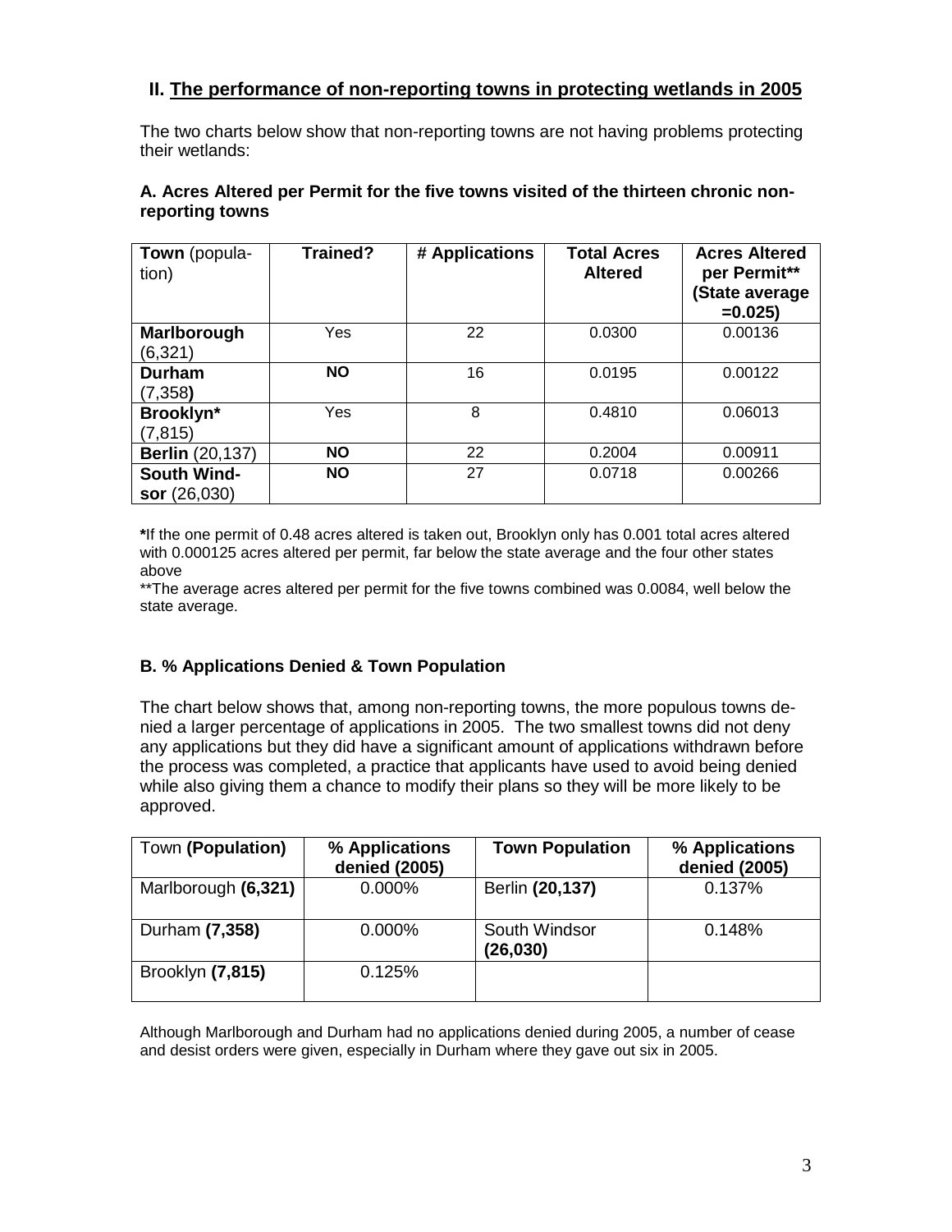## II. The performance of non-reporting towns in protecting wetlands in 2005

The two charts below show that non-reporting towns are not having problems protecting their wetlands:

### A. Acres Altered per Permit for the five towns visited of the thirteen chronic non-reporting towns

| **Town** (population) | **Trained?** | **# Applications** | **Total Acres Altered** | **Acres Altered per Permit\*\* (State average =0.025)** |
|---|---|---|---|---|
| **Marlborough** (6,321) | Yes | 22 | 0.0300 | 0.00136 |
| **Durham** (7,358**)** | **NO** | 16 | 0.0195 | 0.00122 |
| **Brooklyn\*** (7,815) | Yes | 8 | 0.4810 | 0.06013 |
| **Berlin** (20,137) | **NO** | 22 | 0.2004 | 0.00911 |
| **South Windsor** (26,030) | **NO** | 27 | 0.0718 | 0.00266 |

**\***If the one permit of 0.48 acres altered is taken out, Brooklyn only has 0.001 total acres altered with 0.000125 acres altered per permit, far below the state average and the four other states above

\*\*The average acres altered per permit for the five towns combined was 0.0084, well below the state average.

### B. % Applications Denied & Town Population

The chart below shows that, among non-reporting towns, the more populous towns denied a larger percentage of applications in 2005. The two smallest towns did not deny any applications but they did have a significant amount of applications withdrawn before the process was completed, a practice that applicants have used to avoid being denied while also giving them a chance to modify their plans so they will be more likely to be approved.

| Town **(Population)** | **% Applications denied (2005)** | **Town Population** | **% Applications denied (2005)** |
|---|---|---|---|
| Marlborough **(6,321)** | 0.000% | Berlin **(20,137)** | 0.137% |
| Durham **(7,358)** | 0.000% | South Windsor **(26,030)** | 0.148% |
| Brooklyn **(7,815)** | 0.125% | | |

Although Marlborough and Durham had no applications denied during 2005, a number of cease and desist orders were given, especially in Durham where they gave out six in 2005.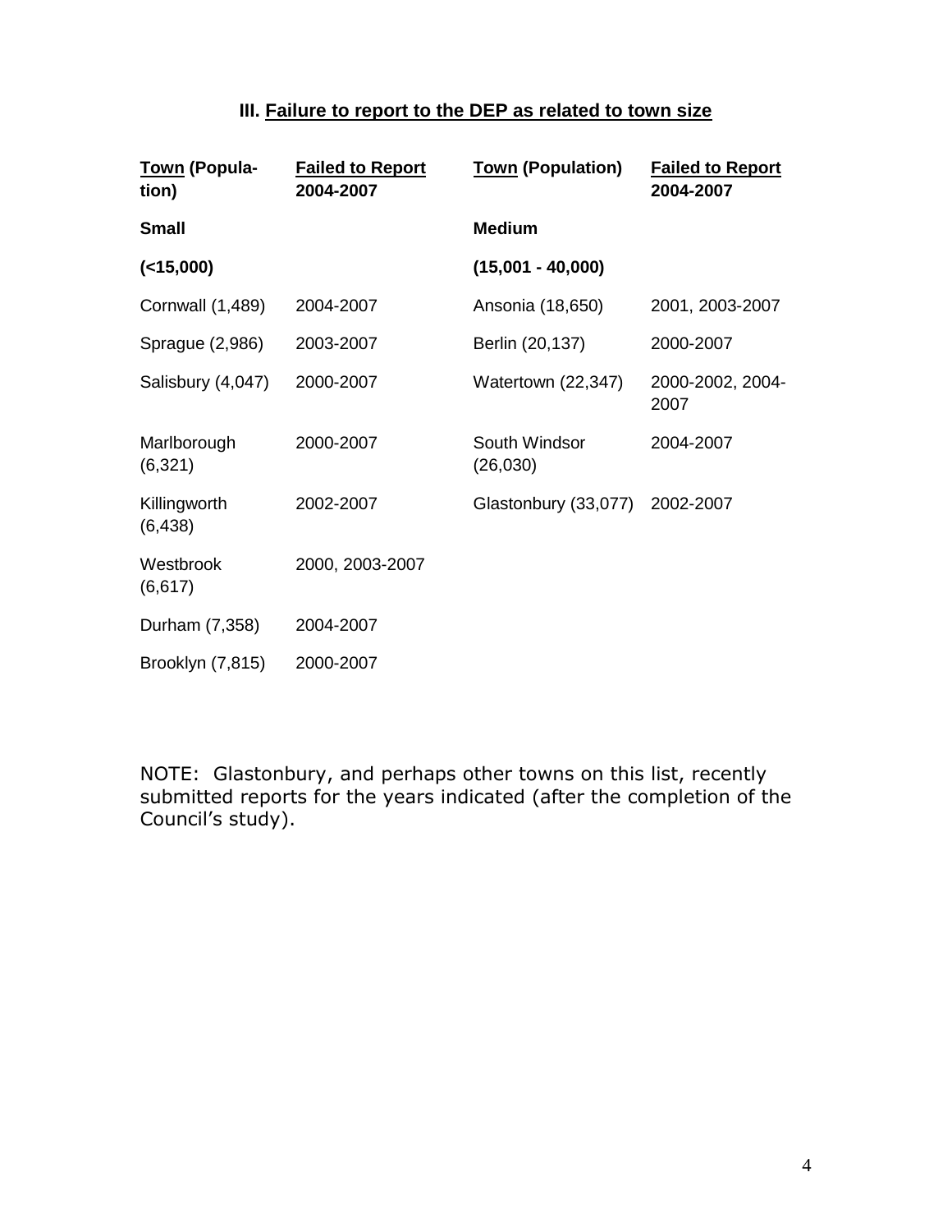### III. Failure to report to the DEP as related to town size

| Town (Population) | Failed to Report 2004-2007 | Town (Population) | Failed to Report 2004-2007 |
|---|---|---|---|
| **Small** | | **Medium** | |
| **(<15,000)** | | **(15,001 - 40,000)** | |
| Cornwall (1,489) | 2004-2007 | Ansonia (18,650) | 2001, 2003-2007 |
| Sprague (2,986) | 2003-2007 | Berlin (20,137) | 2000-2007 |
| Salisbury (4,047) | 2000-2007 | Watertown (22,347) | 2000-2002, 2004-2007 |
| Marlborough (6,321) | 2000-2007 | South Windsor (26,030) | 2004-2007 |
| Killingworth (6,438) | 2002-2007 | Glastonbury (33,077) | 2002-2007 |
| Westbrook (6,617) | 2000, 2003-2007 | | |
| Durham (7,358) | 2004-2007 | | |
| Brooklyn (7,815) | 2000-2007 | | |

NOTE: Glastonbury, and perhaps other towns on this list, recently submitted reports for the years indicated (after the completion of the Council's study).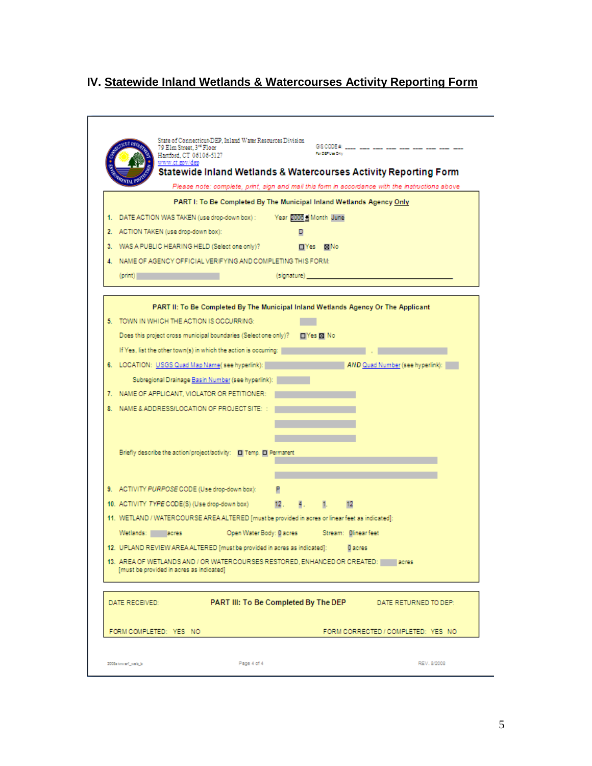## IV. Statewide Inland Wetlands & Watercourses Activity Reporting Form

State of Connecticut-DEP, Inland Water Resources Division
79 Elm Street, 3rd Floor
Hartford, CT 06106-5127
www.ct.gov/dep

GIS CODE #: ___ ___ ___ ___ ___ ___ ___ ___ ___ ___
For DEP Use Only

### Statewide Inland Wetlands & Watercourses Activity Reporting Form

*Please note: complete, print, sign and mail this form in accordance with the instructions above*

**PART I: To Be Completed By The Municipal Inland Wetlands Agency Only**

1. DATE ACTION WAS TAKEN (use drop-down box): Year 2008 Month June
2. ACTION TAKEN (use drop-down box): D
3. WAS A PUBLIC HEARING HELD (Select one only)? ☐ Yes ☒ No
4. NAME OF AGENCY OFFICIAL VERIFYING AND COMPLETING THIS FORM:

   (print) __________ (signature) __________

**PART II: To Be Completed By The Municipal Inland Wetlands Agency Or The Applicant**

5. TOWN IN WHICH THE ACTION IS OCCURRING: __________

   Does this project cross municipal boundaries (Select one only)? ☐ Yes ☒ No

   If Yes, list the other town(s) in which the action is occurring: __________ , __________
6. LOCATION: USGS Quad Map Name (see hyperlink): __________ *AND* Quad Number (see hyperlink): __________

   Subregional Drainage Basin Number (see hyperlink): __________
7. NAME OF APPLICANT, VIOLATOR OR PETITIONER: __________
8. NAME & ADDRESS/LOCATION OF PROJECT SITE: __________

   Briefly describe the action/project/activity: ☐ Temp. ☐ Permanent __________
9. ACTIVITY *PURPOSE* CODE (Use drop-down box): P
10. ACTIVITY *TYPE* CODE(S) (Use drop-down box): 12 , 4 , 1 , 12
11. WETLAND / WATERCOURSE AREA ALTERED [must be provided in acres or linear feet as indicated]:

    Wetlands: ____ acres   Open Water Body: 0 acres   Stream: 0 linear feet
12. UPLAND REVIEW AREA ALTERED [must be provided in acres as indicated]: 0 acres
13. AREA OF WETLANDS AND / OR WATERCOURSES RESTORED, ENHANCED OR CREATED: ____ acres
    [must be provided in acres as indicated]

**PART III: To Be Completed By The DEP**

DATE RECEIVED: __________   DATE RETURNED TO DEP: __________

FORM COMPLETED: YES NO   FORM CORRECTED / COMPLETED: YES NO

2008iwwarf_web_b   REV. 8/2008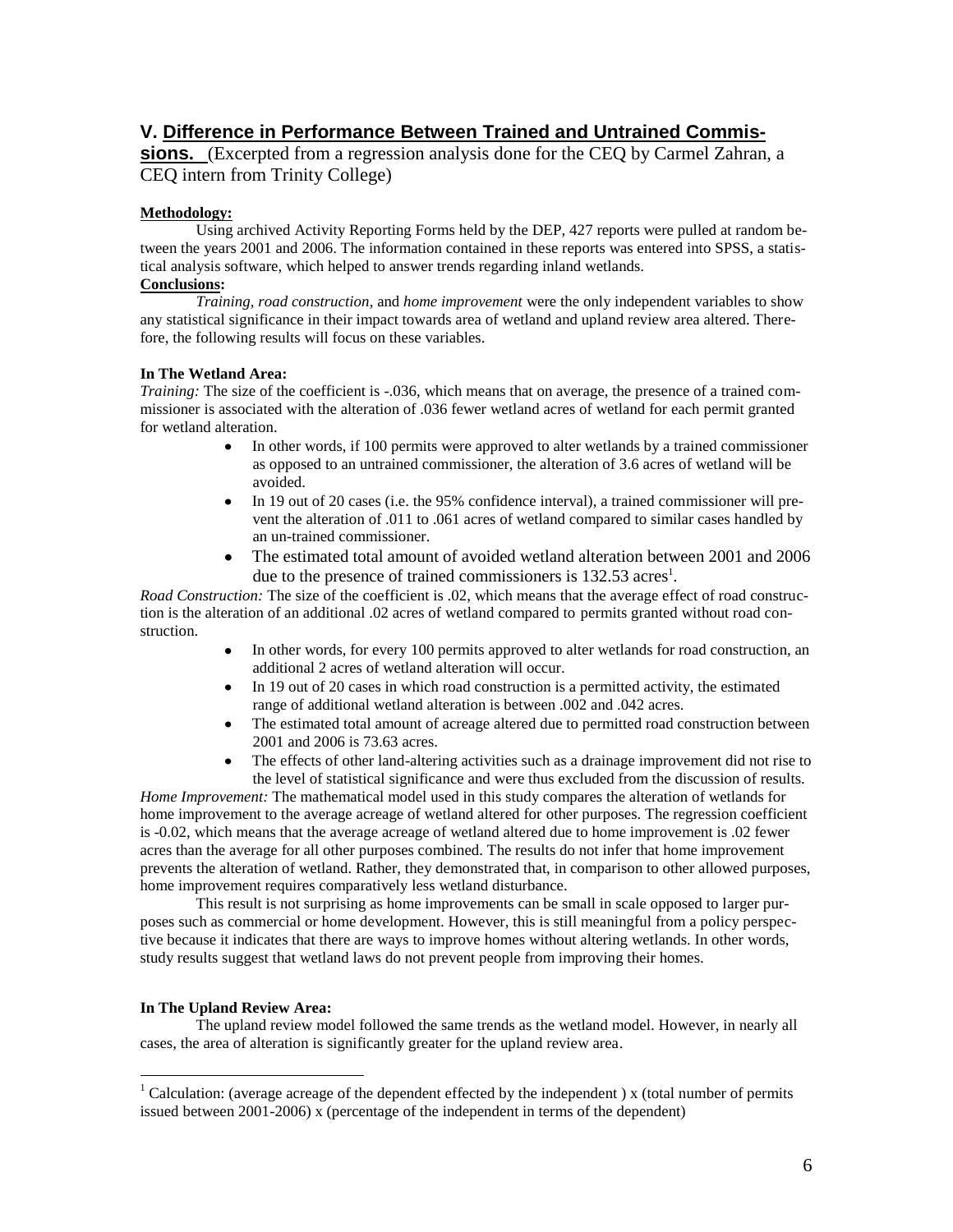## V. Difference in Performance Between Trained and Untrained Commissions.

(Excerpted from a regression analysis done for the CEQ by Carmel Zahran, a CEQ intern from Trinity College)

**Methodology:**

Using archived Activity Reporting Forms held by the DEP, 427 reports were pulled at random between the years 2001 and 2006. The information contained in these reports was entered into SPSS, a statistical analysis software, which helped to answer trends regarding inland wetlands.

**Conclusions:**

*Training, road construction*, and *home improvement* were the only independent variables to show any statistical significance in their impact towards area of wetland and upland review area altered. Therefore, the following results will focus on these variables.

**In The Wetland Area:**

*Training:* The size of the coefficient is -.036, which means that on average, the presence of a trained commissioner is associated with the alteration of .036 fewer wetland acres of wetland for each permit granted for wetland alteration.

- In other words, if 100 permits were approved to alter wetlands by a trained commissioner as opposed to an untrained commissioner, the alteration of 3.6 acres of wetland will be avoided.
- In 19 out of 20 cases (i.e. the 95% confidence interval), a trained commissioner will prevent the alteration of .011 to .061 acres of wetland compared to similar cases handled by an un-trained commissioner.
- The estimated total amount of avoided wetland alteration between 2001 and 2006 due to the presence of trained commissioners is 132.53 acres[1].

*Road Construction:* The size of the coefficient is .02, which means that the average effect of road construction is the alteration of an additional .02 acres of wetland compared to permits granted without road construction.

- In other words, for every 100 permits approved to alter wetlands for road construction, an additional 2 acres of wetland alteration will occur.
- In 19 out of 20 cases in which road construction is a permitted activity, the estimated range of additional wetland alteration is between .002 and .042 acres.
- The estimated total amount of acreage altered due to permitted road construction between 2001 and 2006 is 73.63 acres.
- The effects of other land-altering activities such as a drainage improvement did not rise to the level of statistical significance and were thus excluded from the discussion of results.

*Home Improvement:* The mathematical model used in this study compares the alteration of wetlands for home improvement to the average acreage of wetland altered for other purposes. The regression coefficient is -0.02, which means that the average acreage of wetland altered due to home improvement is .02 fewer acres than the average for all other purposes combined. The results do not infer that home improvement prevents the alteration of wetland. Rather, they demonstrated that, in comparison to other allowed purposes, home improvement requires comparatively less wetland disturbance.

This result is not surprising as home improvements can be small in scale opposed to larger purposes such as commercial or home development. However, this is still meaningful from a policy perspective because it indicates that there are ways to improve homes without altering wetlands. In other words, study results suggest that wetland laws do not prevent people from improving their homes.

**In The Upland Review Area:**

The upland review model followed the same trends as the wetland model. However, in nearly all cases, the area of alteration is significantly greater for the upland review area.

---

[1] Calculation: (average acreage of the dependent effected by the independent ) x (total number of permits issued between 2001-2006) x (percentage of the independent in terms of the dependent)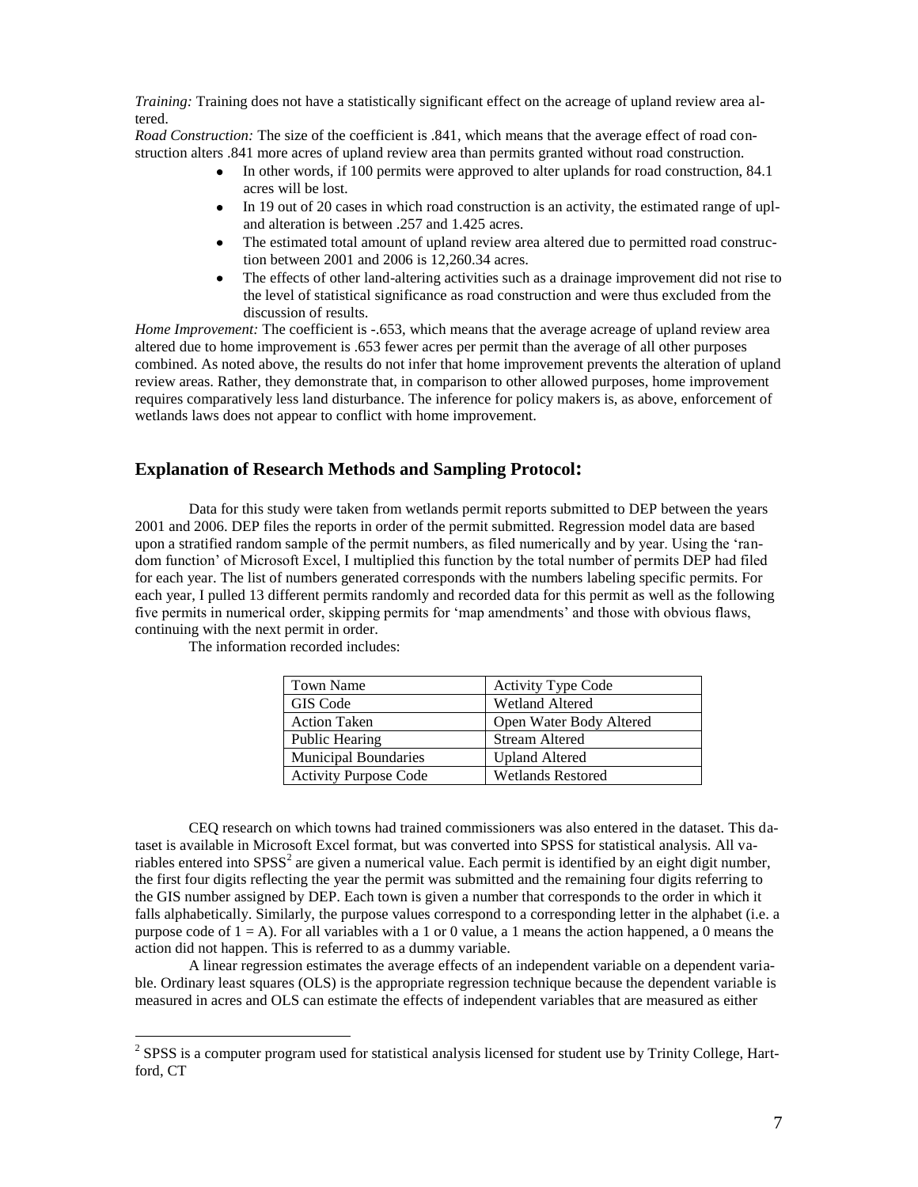*Training:* Training does not have a statistically significant effect on the acreage of upland review area altered.

*Road Construction:* The size of the coefficient is .841, which means that the average effect of road construction alters .841 more acres of upland review area than permits granted without road construction.

- In other words, if 100 permits were approved to alter uplands for road construction, 84.1 acres will be lost.
- In 19 out of 20 cases in which road construction is an activity, the estimated range of upland alteration is between .257 and 1.425 acres.
- The estimated total amount of upland review area altered due to permitted road construction between 2001 and 2006 is 12,260.34 acres.
- The effects of other land-altering activities such as a drainage improvement did not rise to the level of statistical significance as road construction and were thus excluded from the discussion of results.

*Home Improvement:* The coefficient is -.653, which means that the average acreage of upland review area altered due to home improvement is .653 fewer acres per permit than the average of all other purposes combined. As noted above, the results do not infer that home improvement prevents the alteration of upland review areas. Rather, they demonstrate that, in comparison to other allowed purposes, home improvement requires comparatively less land disturbance. The inference for policy makers is, as above, enforcement of wetlands laws does not appear to conflict with home improvement.

## Explanation of Research Methods and Sampling Protocol:

Data for this study were taken from wetlands permit reports submitted to DEP between the years 2001 and 2006. DEP files the reports in order of the permit submitted. Regression model data are based upon a stratified random sample of the permit numbers, as filed numerically and by year. Using the 'random function' of Microsoft Excel, I multiplied this function by the total number of permits DEP had filed for each year. The list of numbers generated corresponds with the numbers labeling specific permits. For each year, I pulled 13 different permits randomly and recorded data for this permit as well as the following five permits in numerical order, skipping permits for 'map amendments' and those with obvious flaws, continuing with the next permit in order.

The information recorded includes:

| Town Name | Activity Type Code |
|---|---|
| GIS Code | Wetland Altered |
| Action Taken | Open Water Body Altered |
| Public Hearing | Stream Altered |
| Municipal Boundaries | Upland Altered |
| Activity Purpose Code | Wetlands Restored |

CEQ research on which towns had trained commissioners was also entered in the dataset. This dataset is available in Microsoft Excel format, but was converted into SPSS for statistical analysis. All variables entered into SPSS[2] are given a numerical value. Each permit is identified by an eight digit number, the first four digits reflecting the year the permit was submitted and the remaining four digits referring to the GIS number assigned by DEP. Each town is given a number that corresponds to the order in which it falls alphabetically. Similarly, the purpose values correspond to a corresponding letter in the alphabet (i.e. a purpose code of 1 = A). For all variables with a 1 or 0 value, a 1 means the action happened, a 0 means the action did not happen. This is referred to as a dummy variable.

A linear regression estimates the average effects of an independent variable on a dependent variable. Ordinary least squares (OLS) is the appropriate regression technique because the dependent variable is measured in acres and OLS can estimate the effects of independent variables that are measured as either

[2] SPSS is a computer program used for statistical analysis licensed for student use by Trinity College, Hartford, CT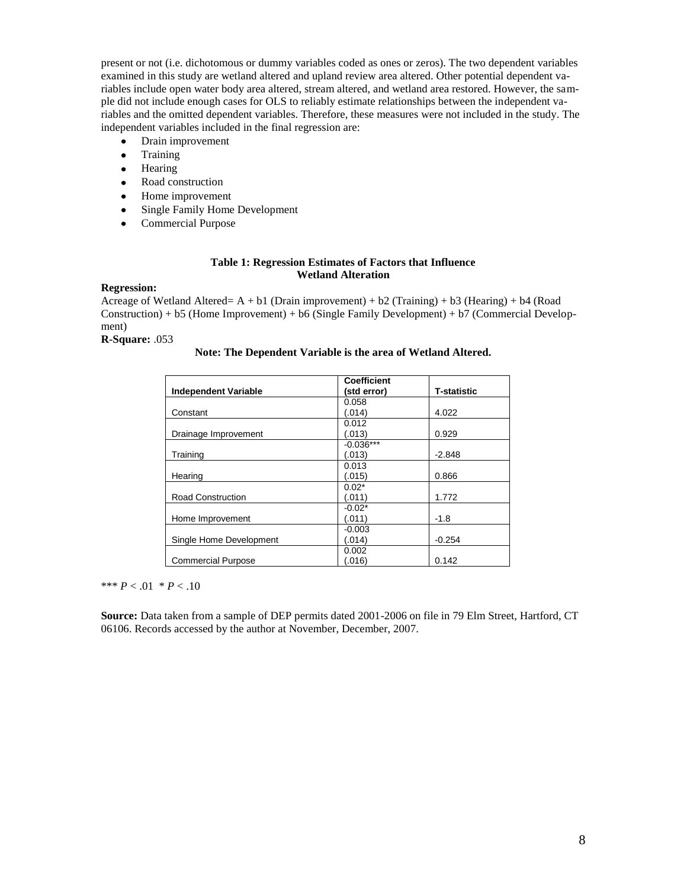present or not (i.e. dichotomous or dummy variables coded as ones or zeros). The two dependent variables examined in this study are wetland altered and upland review area altered. Other potential dependent variables include open water body area altered, stream altered, and wetland area restored. However, the sample did not include enough cases for OLS to reliably estimate relationships between the independent variables and the omitted dependent variables. Therefore, these measures were not included in the study. The independent variables included in the final regression are:

- Drain improvement
- Training
- Hearing
- Road construction
- Home improvement
- Single Family Home Development
- Commercial Purpose

**Table 1: Regression Estimates of Factors that Influence Wetland Alteration**

**Regression:**

Acreage of Wetland Altered= A + b1 (Drain improvement) + b2 (Training) + b3 (Hearing) + b4 (Road Construction) + b5 (Home Improvement) + b6 (Single Family Development) + b7 (Commercial Development)

**R-Square:** .053

**Note: The Dependent Variable is the area of Wetland Altered.**

| Independent Variable | Coefficient (std error) | T-statistic |
|---|---|---|
| Constant | 0.058 (.014) | 4.022 |
| Drainage Improvement | 0.012 (.013) | 0.929 |
| Training | -0.036*** (.013) | -2.848 |
| Hearing | 0.013 (.015) | 0.866 |
| Road Construction | 0.02* (.011) | 1.772 |
| Home Improvement | -0.02* (.011) | -1.8 |
| Single Home Development | -0.003 (.014) | -0.254 |
| Commercial Purpose | 0.002 (.016) | 0.142 |

*** $P < .01$ * $P < .10$

**Source:** Data taken from a sample of DEP permits dated 2001-2006 on file in 79 Elm Street, Hartford, CT 06106. Records accessed by the author at November, December, 2007.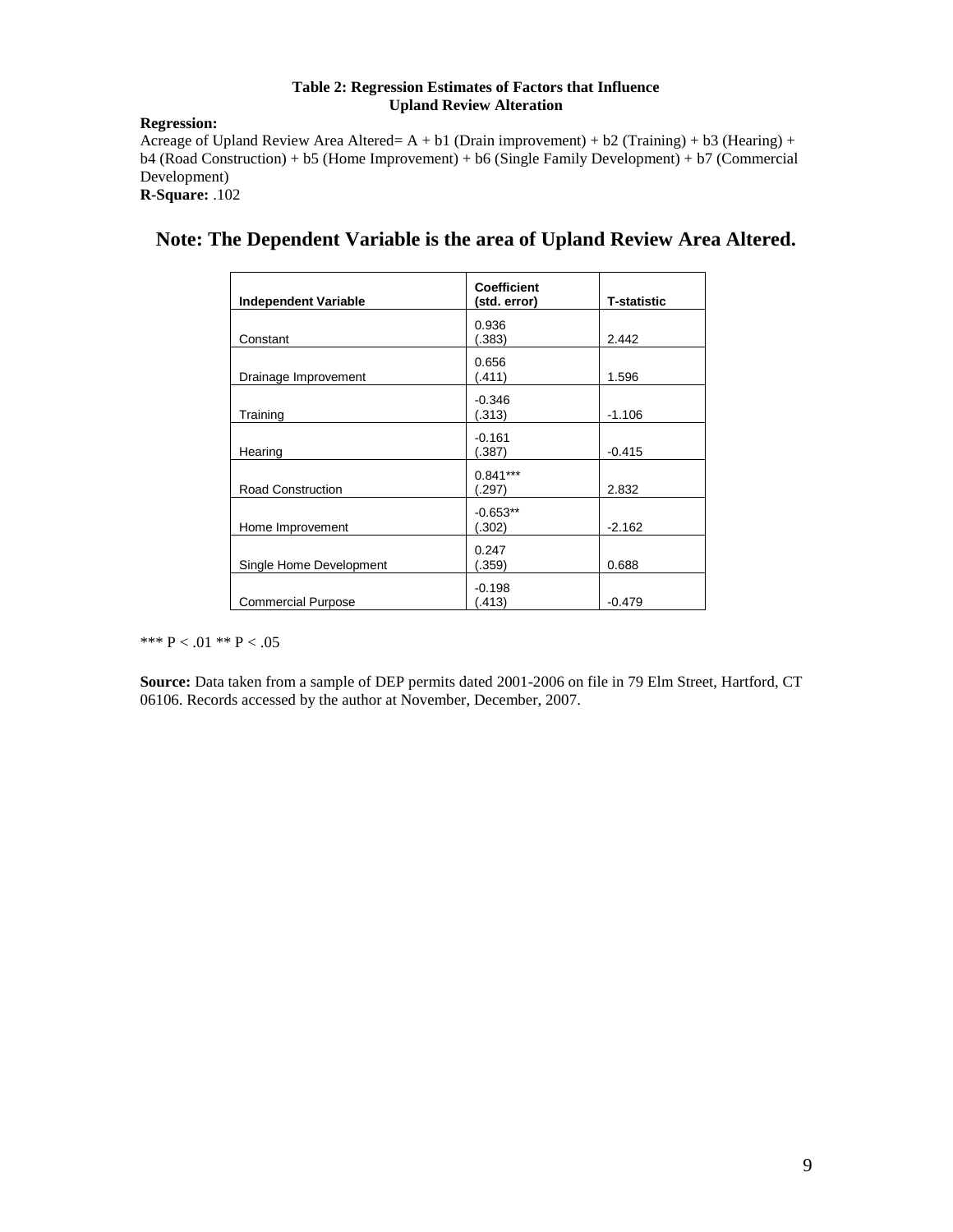**Table 2: Regression Estimates of Factors that Influence Upland Review Alteration**

**Regression:**
Acreage of Upland Review Area Altered= A + b1 (Drain improvement) + b2 (Training) + b3 (Hearing) + b4 (Road Construction) + b5 (Home Improvement) + b6 (Single Family Development) + b7 (Commercial Development)
**R-Square:** .102

## Note: The Dependent Variable is the area of Upland Review Area Altered.

| Independent Variable | Coefficient (std. error) | T-statistic |
|---|---|---|
| Constant | 0.936 (.383) | 2.442 |
| Drainage Improvement | 0.656 (.411) | 1.596 |
| Training | -0.346 (.313) | -1.106 |
| Hearing | -0.161 (.387) | -0.415 |
| Road Construction | 0.841*** (.297) | 2.832 |
| Home Improvement | -0.653** (.302) | -2.162 |
| Single Home Development | 0.247 (.359) | 0.688 |
| Commercial Purpose | -0.198 (.413) | -0.479 |

*** $P < .01$ ** $P < .05$

**Source:** Data taken from a sample of DEP permits dated 2001-2006 on file in 79 Elm Street, Hartford, CT 06106. Records accessed by the author at November, December, 2007.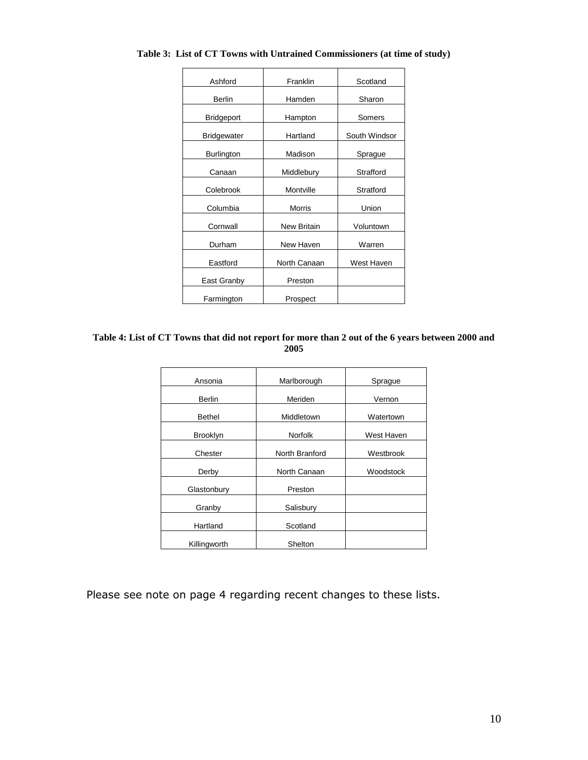**Table 3: List of CT Towns with Untrained Commissioners (at time of study)**

| | | |
|---|---|---|
| Ashford | Franklin | Scotland |
| Berlin | Hamden | Sharon |
| Bridgeport | Hampton | Somers |
| Bridgewater | Hartland | South Windsor |
| Burlington | Madison | Sprague |
| Canaan | Middlebury | Strafford |
| Colebrook | Montville | Stratford |
| Columbia | Morris | Union |
| Cornwall | New Britain | Voluntown |
| Durham | New Haven | Warren |
| Eastford | North Canaan | West Haven |
| East Granby | Preston | |
| Farmington | Prospect | |

**Table 4: List of CT Towns that did not report for more than 2 out of the 6 years between 2000 and 2005**

| | | |
|---|---|---|
| Ansonia | Marlborough | Sprague |
| Berlin | Meriden | Vernon |
| Bethel | Middletown | Watertown |
| Brooklyn | Norfolk | West Haven |
| Chester | North Branford | Westbrook |
| Derby | North Canaan | Woodstock |
| Glastonbury | Preston | |
| Granby | Salisbury | |
| Hartland | Scotland | |
| Killingworth | Shelton | |

Please see note on page 4 regarding recent changes to these lists.